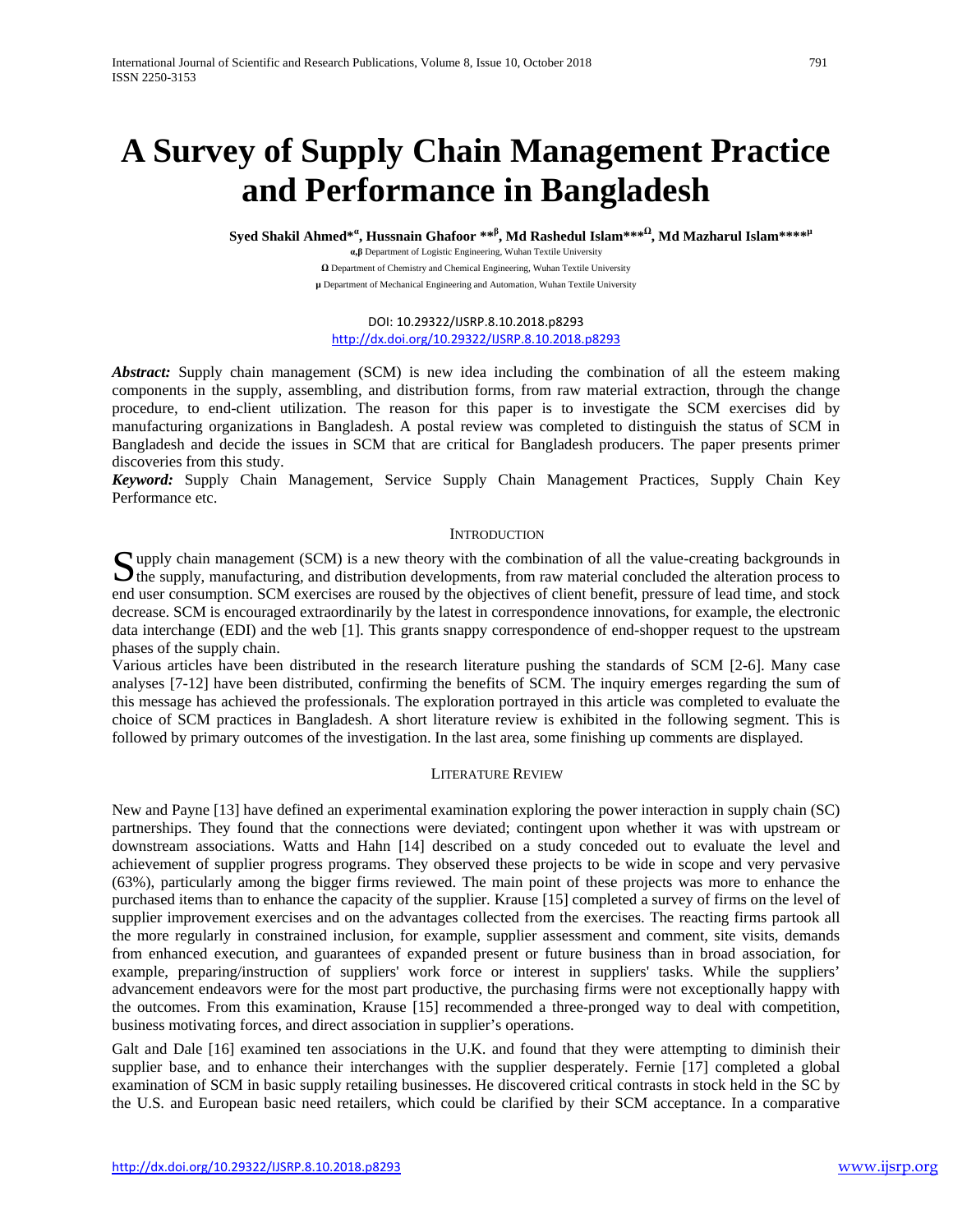# A Survey of Supply Chain Management Practice and Performance in Bangladesh

**Syed Shakil Ahmed*[α], Hussnain Ghafoor **[β], Md Rashedul Islam***[Ω], Md Mazharul Islam****[μ]**

α,β Department of Logistic Engineering, Wuhan Textile University

Ω Department of Chemistry and Chemical Engineering, Wuhan Textile University

μ Department of Mechanical Engineering and Automation, Wuhan Textile University

DOI: 10.29322/IJSRP.8.10.2018.p8293
http://dx.doi.org/10.29322/IJSRP.8.10.2018.p8293

***Abstract:*** Supply chain management (SCM) is new idea including the combination of all the esteem making components in the supply, assembling, and distribution forms, from raw material extraction, through the change procedure, to end-client utilization. The reason for this paper is to investigate the SCM exercises did by manufacturing organizations in Bangladesh. A postal review was completed to distinguish the status of SCM in Bangladesh and decide the issues in SCM that are critical for Bangladesh producers. The paper presents primer discoveries from this study.

***Keyword:*** Supply Chain Management, Service Supply Chain Management Practices, Supply Chain Key Performance etc.

## Introduction

Supply chain management (SCM) is a new theory with the combination of all the value-creating backgrounds in the supply, manufacturing, and distribution developments, from raw material concluded the alteration process to end user consumption. SCM exercises are roused by the objectives of client benefit, pressure of lead time, and stock decrease. SCM is encouraged extraordinarily by the latest in correspondence innovations, for example, the electronic data interchange (EDI) and the web [1]. This grants snappy correspondence of end-shopper request to the upstream phases of the supply chain.

Various articles have been distributed in the research literature pushing the standards of SCM [2-6]. Many case analyses [7-12] have been distributed, confirming the benefits of SCM. The inquiry emerges regarding the sum of this message has achieved the professionals. The exploration portrayed in this article was completed to evaluate the choice of SCM practices in Bangladesh. A short literature review is exhibited in the following segment. This is followed by primary outcomes of the investigation. In the last area, some finishing up comments are displayed.

## Literature Review

New and Payne [13] have defined an experimental examination exploring the power interaction in supply chain (SC) partnerships. They found that the connections were deviated; contingent upon whether it was with upstream or downstream associations. Watts and Hahn [14] described on a study conceded out to evaluate the level and achievement of supplier progress programs. They observed these projects to be wide in scope and very pervasive (63%), particularly among the bigger firms reviewed. The main point of these projects was more to enhance the purchased items than to enhance the capacity of the supplier. Krause [15] completed a survey of firms on the level of supplier improvement exercises and on the advantages collected from the exercises. The reacting firms partook all the more regularly in constrained inclusion, for example, supplier assessment and comment, site visits, demands from enhanced execution, and guarantees of expanded present or future business than in broad association, for example, preparing/instruction of suppliers' work force or interest in suppliers' tasks. While the suppliers' advancement endeavors were for the most part productive, the purchasing firms were not exceptionally happy with the outcomes. From this examination, Krause [15] recommended a three-pronged way to deal with competition, business motivating forces, and direct association in supplier's operations.

Galt and Dale [16] examined ten associations in the U.K. and found that they were attempting to diminish their supplier base, and to enhance their interchanges with the supplier desperately. Fernie [17] completed a global examination of SCM in basic supply retailing businesses. He discovered critical contrasts in stock held in the SC by the U.S. and European basic need retailers, which could be clarified by their SCM acceptance. In a comparative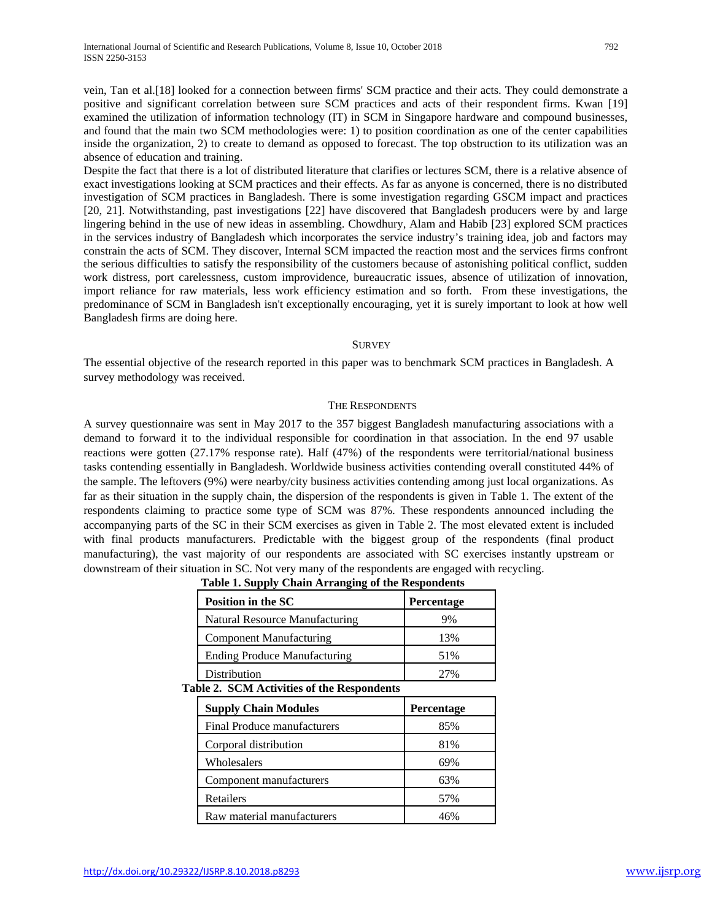vein, Tan et al.[18] looked for a connection between firms' SCM practice and their acts. They could demonstrate a positive and significant correlation between sure SCM practices and acts of their respondent firms. Kwan [19] examined the utilization of information technology (IT) in SCM in Singapore hardware and compound businesses, and found that the main two SCM methodologies were: 1) to position coordination as one of the center capabilities inside the organization, 2) to create to demand as opposed to forecast. The top obstruction to its utilization was an absence of education and training.

Despite the fact that there is a lot of distributed literature that clarifies or lectures SCM, there is a relative absence of exact investigations looking at SCM practices and their effects. As far as anyone is concerned, there is no distributed investigation of SCM practices in Bangladesh. There is some investigation regarding GSCM impact and practices [20, 21]. Notwithstanding, past investigations [22] have discovered that Bangladesh producers were by and large lingering behind in the use of new ideas in assembling. Chowdhury, Alam and Habib [23] explored SCM practices in the services industry of Bangladesh which incorporates the service industry's training idea, job and factors may constrain the acts of SCM. They discover, Internal SCM impacted the reaction most and the services firms confront the serious difficulties to satisfy the responsibility of the customers because of astonishing political conflict, sudden work distress, port carelessness, custom improvidence, bureaucratic issues, absence of utilization of innovation, import reliance for raw materials, less work efficiency estimation and so forth. From these investigations, the predominance of SCM in Bangladesh isn't exceptionally encouraging, yet it is surely important to look at how well Bangladesh firms are doing here.

## SURVEY

The essential objective of the research reported in this paper was to benchmark SCM practices in Bangladesh. A survey methodology was received.

### THE RESPONDENTS

A survey questionnaire was sent in May 2017 to the 357 biggest Bangladesh manufacturing associations with a demand to forward it to the individual responsible for coordination in that association. In the end 97 usable reactions were gotten (27.17% response rate). Half (47%) of the respondents were territorial/national business tasks contending essentially in Bangladesh. Worldwide business activities contending overall constituted 44% of the sample. The leftovers (9%) were nearby/city business activities contending among just local organizations. As far as their situation in the supply chain, the dispersion of the respondents is given in Table 1. The extent of the respondents claiming to practice some type of SCM was 87%. These respondents announced including the accompanying parts of the SC in their SCM exercises as given in Table 2. The most elevated extent is included with final products manufacturers. Predictable with the biggest group of the respondents (final product manufacturing), the vast majority of our respondents are associated with SC exercises instantly upstream or downstream of their situation in SC. Not very many of the respondents are engaged with recycling.

**Table 1. Supply Chain Arranging of the Respondents**

| Position in the SC | Percentage |
|---|---|
| Natural Resource Manufacturing | 9% |
| Component Manufacturing | 13% |
| Ending Produce Manufacturing | 51% |
| Distribution | 27% |

**Table 2. SCM Activities of the Respondents**

| Supply Chain Modules | Percentage |
|---|---|
| Final Produce manufacturers | 85% |
| Corporal distribution | 81% |
| Wholesalers | 69% |
| Component manufacturers | 63% |
| Retailers | 57% |
| Raw material manufacturers | 46% |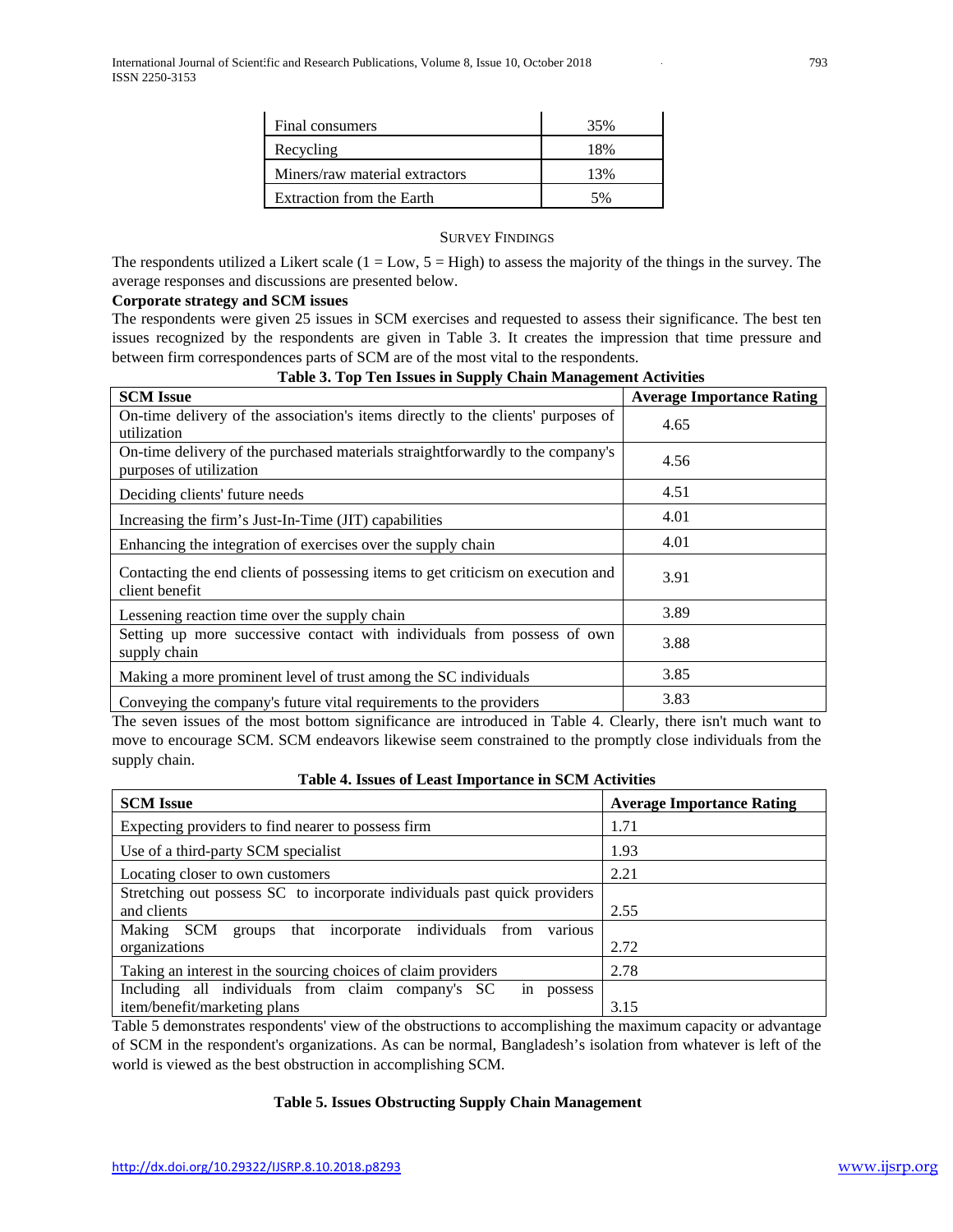| Final consumers | 35% |
|---|---|
| Recycling | 18% |
| Miners/raw material extractors | 13% |
| Extraction from the Earth | 5% |

## SURVEY FINDINGS

The respondents utilized a Likert scale (1 = Low, 5 = High) to assess the majority of the things in the survey. The average responses and discussions are presented below.

**Corporate strategy and SCM issues**

The respondents were given 25 issues in SCM exercises and requested to assess their significance. The best ten issues recognized by the respondents are given in Table 3. It creates the impression that time pressure and between firm correspondences parts of SCM are of the most vital to the respondents.

**Table 3. Top Ten Issues in Supply Chain Management Activities**

| SCM Issue | Average Importance Rating |
|---|---|
| On-time delivery of the association's items directly to the clients' purposes of utilization | 4.65 |
| On-time delivery of the purchased materials straightforwardly to the company's purposes of utilization | 4.56 |
| Deciding clients' future needs | 4.51 |
| Increasing the firm's Just-In-Time (JIT) capabilities | 4.01 |
| Enhancing the integration of exercises over the supply chain | 4.01 |
| Contacting the end clients of possessing items to get criticism on execution and client benefit | 3.91 |
| Lessening reaction time over the supply chain | 3.89 |
| Setting up more successive contact with individuals from possess of own supply chain | 3.88 |
| Making a more prominent level of trust among the SC individuals | 3.85 |
| Conveying the company's future vital requirements to the providers | 3.83 |

The seven issues of the most bottom significance are introduced in Table 4. Clearly, there isn't much want to move to encourage SCM. SCM endeavors likewise seem constrained to the promptly close individuals from the supply chain.

**Table 4. Issues of Least Importance in SCM Activities**

| SCM Issue | Average Importance Rating |
|---|---|
| Expecting providers to find nearer to possess firm | 1.71 |
| Use of a third-party SCM specialist | 1.93 |
| Locating closer to own customers | 2.21 |
| Stretching out possess SC to incorporate individuals past quick providers and clients | 2.55 |
| Making SCM groups that incorporate individuals from various organizations | 2.72 |
| Taking an interest in the sourcing choices of claim providers | 2.78 |
| Including all individuals from claim company's SC in possess item/benefit/marketing plans | 3.15 |

Table 5 demonstrates respondents' view of the obstructions to accomplishing the maximum capacity or advantage of SCM in the respondent's organizations. As can be normal, Bangladesh's isolation from whatever is left of the world is viewed as the best obstruction in accomplishing SCM.

**Table 5. Issues Obstructing Supply Chain Management**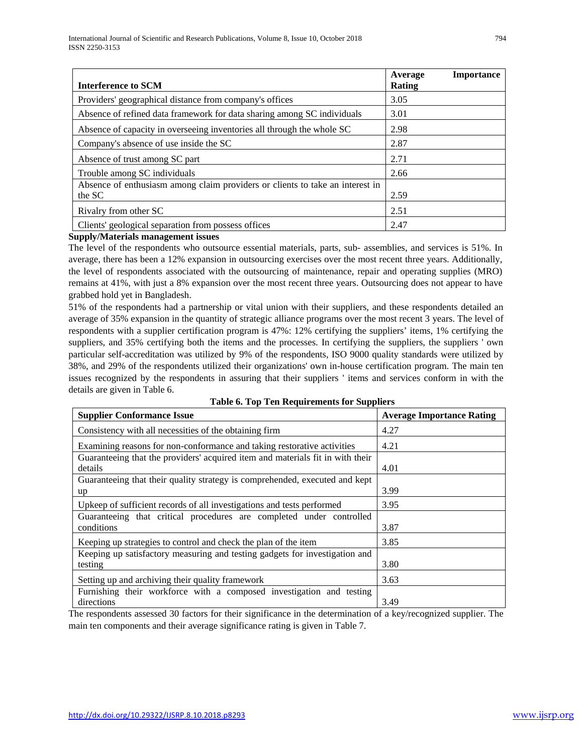| Interference to SCM | Average Importance Rating |
|---|---|
| Providers' geographical distance from company's offices | 3.05 |
| Absence of refined data framework for data sharing among SC individuals | 3.01 |
| Absence of capacity in overseeing inventories all through the whole SC | 2.98 |
| Company's absence of use inside the SC | 2.87 |
| Absence of trust among SC part | 2.71 |
| Trouble among SC individuals | 2.66 |
| Absence of enthusiasm among claim providers or clients to take an interest in the SC | 2.59 |
| Rivalry from other SC | 2.51 |
| Clients' geological separation from possess offices | 2.47 |

**Supply/Materials management issues**

The level of the respondents who outsource essential materials, parts, sub- assemblies, and services is 51%. In average, there has been a 12% expansion in outsourcing exercises over the most recent three years. Additionally, the level of respondents associated with the outsourcing of maintenance, repair and operating supplies (MRO) remains at 41%, with just a 8% expansion over the most recent three years. Outsourcing does not appear to have grabbed hold yet in Bangladesh.

51% of the respondents had a partnership or vital union with their suppliers, and these respondents detailed an average of 35% expansion in the quantity of strategic alliance programs over the most recent 3 years. The level of respondents with a supplier certification program is 47%: 12% certifying the suppliers' items, 1% certifying the suppliers, and 35% certifying both the items and the processes. In certifying the suppliers, the suppliers ' own particular self-accreditation was utilized by 9% of the respondents, ISO 9000 quality standards were utilized by 38%, and 29% of the respondents utilized their organizations' own in-house certification program. The main ten issues recognized by the respondents in assuring that their suppliers ' items and services conform in with the details are given in Table 6.

**Table 6. Top Ten Requirements for Suppliers**

| Supplier Conformance Issue | Average Importance Rating |
|---|---|
| Consistency with all necessities of the obtaining firm | 4.27 |
| Examining reasons for non-conformance and taking restorative activities | 4.21 |
| Guaranteeing that the providers' acquired item and materials fit in with their details | 4.01 |
| Guaranteeing that their quality strategy is comprehended, executed and kept up | 3.99 |
| Upkeep of sufficient records of all investigations and tests performed | 3.95 |
| Guaranteeing that critical procedures are completed under controlled conditions | 3.87 |
| Keeping up strategies to control and check the plan of the item | 3.85 |
| Keeping up satisfactory measuring and testing gadgets for investigation and testing | 3.80 |
| Setting up and archiving their quality framework | 3.63 |
| Furnishing their workforce with a composed investigation and testing directions | 3.49 |

The respondents assessed 30 factors for their significance in the determination of a key/recognized supplier. The main ten components and their average significance rating is given in Table 7.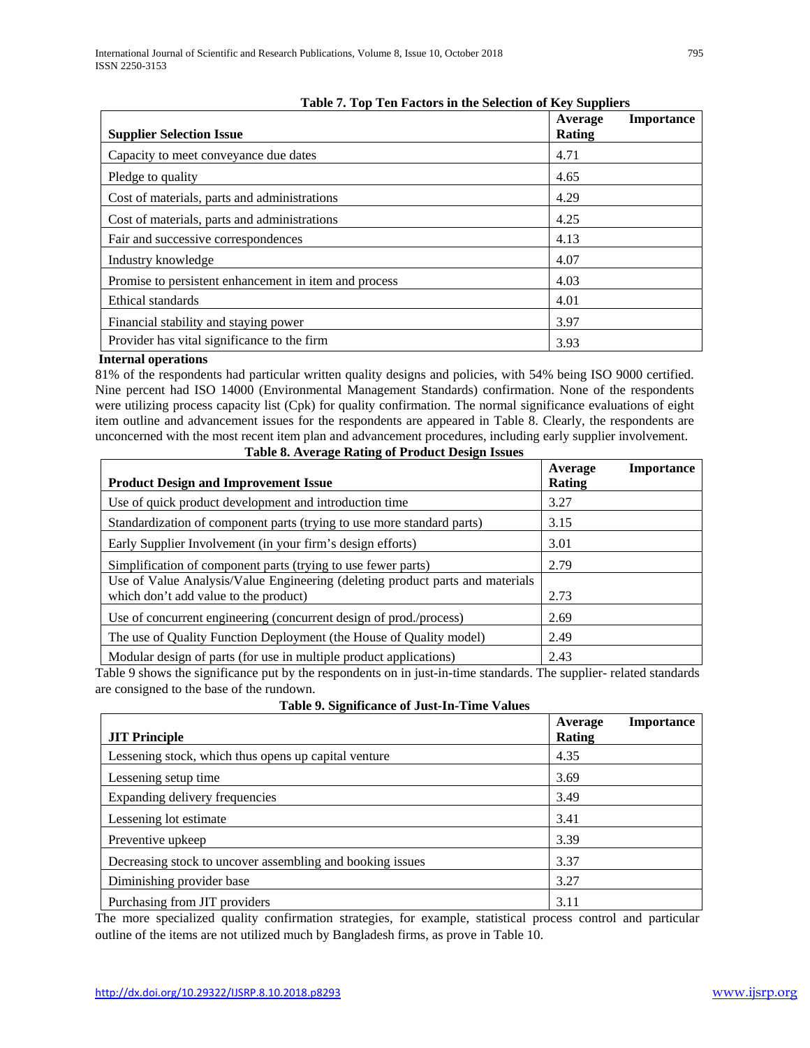**Table 7. Top Ten Factors in the Selection of Key Suppliers**

| Supplier Selection Issue | Average Importance Rating |
|---|---|
| Capacity to meet conveyance due dates | 4.71 |
| Pledge to quality | 4.65 |
| Cost of materials, parts and administrations | 4.29 |
| Cost of materials, parts and administrations | 4.25 |
| Fair and successive correspondences | 4.13 |
| Industry knowledge | 4.07 |
| Promise to persistent enhancement in item and process | 4.03 |
| Ethical standards | 4.01 |
| Financial stability and staying power | 3.97 |
| Provider has vital significance to the firm | 3.93 |

**Internal operations**

81% of the respondents had particular written quality designs and policies, with 54% being ISO 9000 certified. Nine percent had ISO 14000 (Environmental Management Standards) confirmation. None of the respondents were utilizing process capacity list (Cpk) for quality confirmation. The normal significance evaluations of eight item outline and advancement issues for the respondents are appeared in Table 8. Clearly, the respondents are unconcerned with the most recent item plan and advancement procedures, including early supplier involvement.

**Table 8. Average Rating of Product Design Issues**

| Product Design and Improvement Issue | Average Importance Rating |
|---|---|
| Use of quick product development and introduction time | 3.27 |
| Standardization of component parts (trying to use more standard parts) | 3.15 |
| Early Supplier Involvement (in your firm's design efforts) | 3.01 |
| Simplification of component parts (trying to use fewer parts) | 2.79 |
| Use of Value Analysis/Value Engineering (deleting product parts and materials which don't add value to the product) | 2.73 |
| Use of concurrent engineering (concurrent design of prod./process) | 2.69 |
| The use of Quality Function Deployment (the House of Quality model) | 2.49 |
| Modular design of parts (for use in multiple product applications) | 2.43 |

Table 9 shows the significance put by the respondents on in just-in-time standards. The supplier- related standards are consigned to the base of the rundown.

**Table 9. Significance of Just-In-Time Values**

| JIT Principle | Average Importance Rating |
|---|---|
| Lessening stock, which thus opens up capital venture | 4.35 |
| Lessening setup time | 3.69 |
| Expanding delivery frequencies | 3.49 |
| Lessening lot estimate | 3.41 |
| Preventive upkeep | 3.39 |
| Decreasing stock to uncover assembling and booking issues | 3.37 |
| Diminishing provider base | 3.27 |
| Purchasing from JIT providers | 3.11 |

The more specialized quality confirmation strategies, for example, statistical process control and particular outline of the items are not utilized much by Bangladesh firms, as prove in Table 10.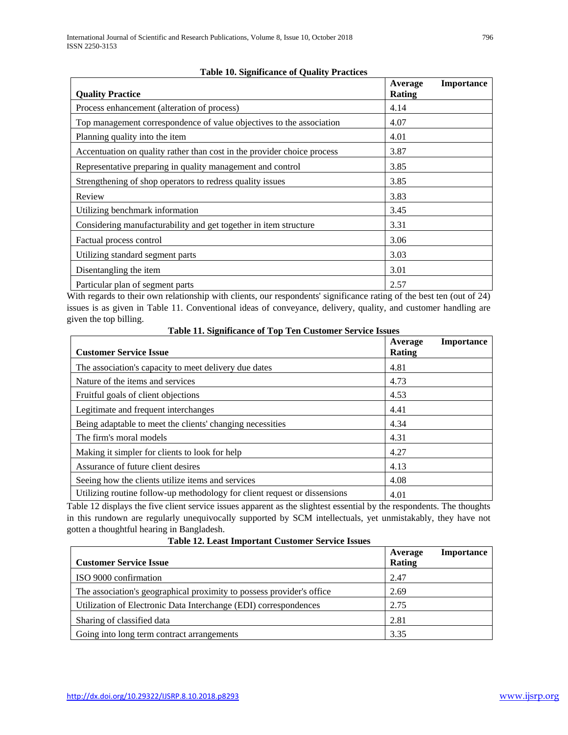**Table 10. Significance of Quality Practices**

| Quality Practice | Average Importance Rating |
|---|---|
| Process enhancement (alteration of process) | 4.14 |
| Top management correspondence of value objectives to the association | 4.07 |
| Planning quality into the item | 4.01 |
| Accentuation on quality rather than cost in the provider choice process | 3.87 |
| Representative preparing in quality management and control | 3.85 |
| Strengthening of shop operators to redress quality issues | 3.85 |
| Review | 3.83 |
| Utilizing benchmark information | 3.45 |
| Considering manufacturability and get together in item structure | 3.31 |
| Factual process control | 3.06 |
| Utilizing standard segment parts | 3.03 |
| Disentangling the item | 3.01 |
| Particular plan of segment parts | 2.57 |

With regards to their own relationship with clients, our respondents' significance rating of the best ten (out of 24) issues is as given in Table 11. Conventional ideas of conveyance, delivery, quality, and customer handling are given the top billing.

**Table 11. Significance of Top Ten Customer Service Issues**

| Customer Service Issue | Average Importance Rating |
|---|---|
| The association's capacity to meet delivery due dates | 4.81 |
| Nature of the items and services | 4.73 |
| Fruitful goals of client objections | 4.53 |
| Legitimate and frequent interchanges | 4.41 |
| Being adaptable to meet the clients' changing necessities | 4.34 |
| The firm's moral models | 4.31 |
| Making it simpler for clients to look for help | 4.27 |
| Assurance of future client desires | 4.13 |
| Seeing how the clients utilize items and services | 4.08 |
| Utilizing routine follow-up methodology for client request or dissensions | 4.01 |

Table 12 displays the five client service issues apparent as the slightest essential by the respondents. The thoughts in this rundown are regularly unequivocally supported by SCM intellectuals, yet unmistakably, they have not gotten a thoughtful hearing in Bangladesh.

**Table 12. Least Important Customer Service Issues**

| Customer Service Issue | Average Importance Rating |
|---|---|
| ISO 9000 confirmation | 2.47 |
| The association's geographical proximity to possess provider's office | 2.69 |
| Utilization of Electronic Data Interchange (EDI) correspondences | 2.75 |
| Sharing of classified data | 2.81 |
| Going into long term contract arrangements | 3.35 |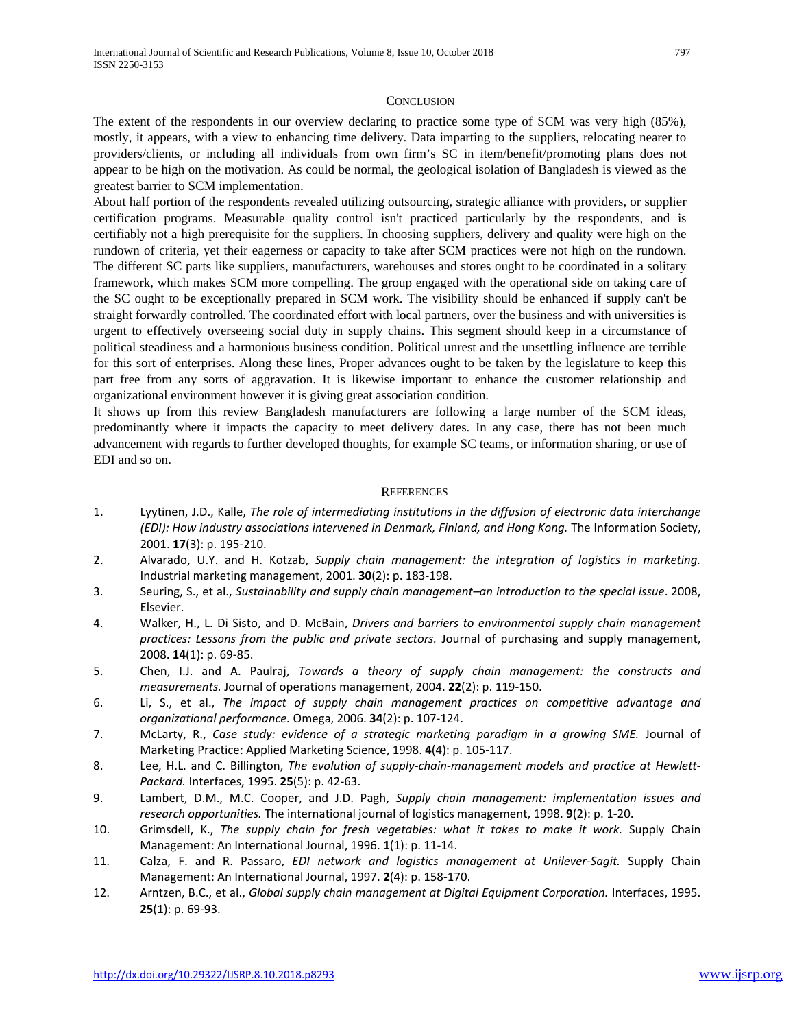## CONCLUSION

The extent of the respondents in our overview declaring to practice some type of SCM was very high (85%), mostly, it appears, with a view to enhancing time delivery. Data imparting to the suppliers, relocating nearer to providers/clients, or including all individuals from own firm's SC in item/benefit/promoting plans does not appear to be high on the motivation. As could be normal, the geological isolation of Bangladesh is viewed as the greatest barrier to SCM implementation.

About half portion of the respondents revealed utilizing outsourcing, strategic alliance with providers, or supplier certification programs. Measurable quality control isn't practiced particularly by the respondents, and is certifiably not a high prerequisite for the suppliers. In choosing suppliers, delivery and quality were high on the rundown of criteria, yet their eagerness or capacity to take after SCM practices were not high on the rundown. The different SC parts like suppliers, manufacturers, warehouses and stores ought to be coordinated in a solitary framework, which makes SCM more compelling. The group engaged with the operational side on taking care of the SC ought to be exceptionally prepared in SCM work. The visibility should be enhanced if supply can't be straight forwardly controlled. The coordinated effort with local partners, over the business and with universities is urgent to effectively overseeing social duty in supply chains. This segment should keep in a circumstance of political steadiness and a harmonious business condition. Political unrest and the unsettling influence are terrible for this sort of enterprises. Along these lines, Proper advances ought to be taken by the legislature to keep this part free from any sorts of aggravation. It is likewise important to enhance the customer relationship and organizational environment however it is giving great association condition.

It shows up from this review Bangladesh manufacturers are following a large number of the SCM ideas, predominantly where it impacts the capacity to meet delivery dates. In any case, there has not been much advancement with regards to further developed thoughts, for example SC teams, or information sharing, or use of EDI and so on.

## REFERENCES

1. Lyytinen, J.D., Kalle, *The role of intermediating institutions in the diffusion of electronic data interchange (EDI): How industry associations intervened in Denmark, Finland, and Hong Kong.* The Information Society, 2001. **17**(3): p. 195-210.
2. Alvarado, U.Y. and H. Kotzab, *Supply chain management: the integration of logistics in marketing.* Industrial marketing management, 2001. **30**(2): p. 183-198.
3. Seuring, S., et al., *Sustainability and supply chain management–an introduction to the special issue*. 2008, Elsevier.
4. Walker, H., L. Di Sisto, and D. McBain, *Drivers and barriers to environmental supply chain management practices: Lessons from the public and private sectors.* Journal of purchasing and supply management, 2008. **14**(1): p. 69-85.
5. Chen, I.J. and A. Paulraj, *Towards a theory of supply chain management: the constructs and measurements.* Journal of operations management, 2004. **22**(2): p. 119-150.
6. Li, S., et al., *The impact of supply chain management practices on competitive advantage and organizational performance.* Omega, 2006. **34**(2): p. 107-124.
7. McLarty, R., *Case study: evidence of a strategic marketing paradigm in a growing SME.* Journal of Marketing Practice: Applied Marketing Science, 1998. **4**(4): p. 105-117.
8. Lee, H.L. and C. Billington, *The evolution of supply-chain-management models and practice at Hewlett-Packard.* Interfaces, 1995. **25**(5): p. 42-63.
9. Lambert, D.M., M.C. Cooper, and J.D. Pagh, *Supply chain management: implementation issues and research opportunities.* The international journal of logistics management, 1998. **9**(2): p. 1-20.
10. Grimsdell, K., *The supply chain for fresh vegetables: what it takes to make it work.* Supply Chain Management: An International Journal, 1996. **1**(1): p. 11-14.
11. Calza, F. and R. Passaro, *EDI network and logistics management at Unilever-Sagit.* Supply Chain Management: An International Journal, 1997. **2**(4): p. 158-170.
12. Arntzen, B.C., et al., *Global supply chain management at Digital Equipment Corporation.* Interfaces, 1995. **25**(1): p. 69-93.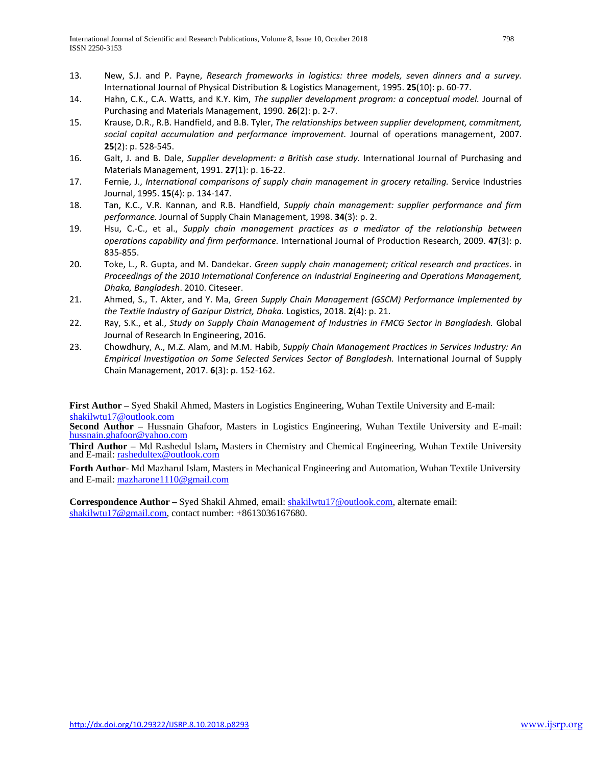13. New, S.J. and P. Payne, *Research frameworks in logistics: three models, seven dinners and a survey.* International Journal of Physical Distribution & Logistics Management, 1995. **25**(10): p. 60-77.
14. Hahn, C.K., C.A. Watts, and K.Y. Kim, *The supplier development program: a conceptual model.* Journal of Purchasing and Materials Management, 1990. **26**(2): p. 2-7.
15. Krause, D.R., R.B. Handfield, and B.B. Tyler, *The relationships between supplier development, commitment, social capital accumulation and performance improvement.* Journal of operations management, 2007. **25**(2): p. 528-545.
16. Galt, J. and B. Dale, *Supplier development: a British case study.* International Journal of Purchasing and Materials Management, 1991. **27**(1): p. 16-22.
17. Fernie, J., *International comparisons of supply chain management in grocery retailing.* Service Industries Journal, 1995. **15**(4): p. 134-147.
18. Tan, K.C., V.R. Kannan, and R.B. Handfield, *Supply chain management: supplier performance and firm performance.* Journal of Supply Chain Management, 1998. **34**(3): p. 2.
19. Hsu, C.-C., et al., *Supply chain management practices as a mediator of the relationship between operations capability and firm performance.* International Journal of Production Research, 2009. **47**(3): p. 835-855.
20. Toke, L., R. Gupta, and M. Dandekar. *Green supply chain management; critical research and practices*. in *Proceedings of the 2010 International Conference on Industrial Engineering and Operations Management, Dhaka, Bangladesh*. 2010. Citeseer.
21. Ahmed, S., T. Akter, and Y. Ma, *Green Supply Chain Management (GSCM) Performance Implemented by the Textile Industry of Gazipur District, Dhaka.* Logistics, 2018. **2**(4): p. 21.
22. Ray, S.K., et al., *Study on Supply Chain Management of Industries in FMCG Sector in Bangladesh.* Global Journal of Research In Engineering, 2016.
23. Chowdhury, A., M.Z. Alam, and M.M. Habib, *Supply Chain Management Practices in Services Industry: An Empirical Investigation on Some Selected Services Sector of Bangladesh.* International Journal of Supply Chain Management, 2017. **6**(3): p. 152-162.

**First Author –** Syed Shakil Ahmed, Masters in Logistics Engineering, Wuhan Textile University and E-mail: shakilwtu17@outlook.com

**Second Author –** Hussnain Ghafoor, Masters in Logistics Engineering, Wuhan Textile University and E-mail: hussnain.ghafoor@yahoo.com

**Third Author –** Md Rashedul Islam**,** Masters in Chemistry and Chemical Engineering, Wuhan Textile University and E-mail: rashedultex@outlook.com

**Forth Author**- Md Mazharul Islam, Masters in Mechanical Engineering and Automation, Wuhan Textile University and E-mail: mazharone1110@gmail.com

**Correspondence Author –** Syed Shakil Ahmed, email: shakilwtu17@outlook.com, alternate email: shakilwtu17@gmail.com, contact number: +8613036167680.